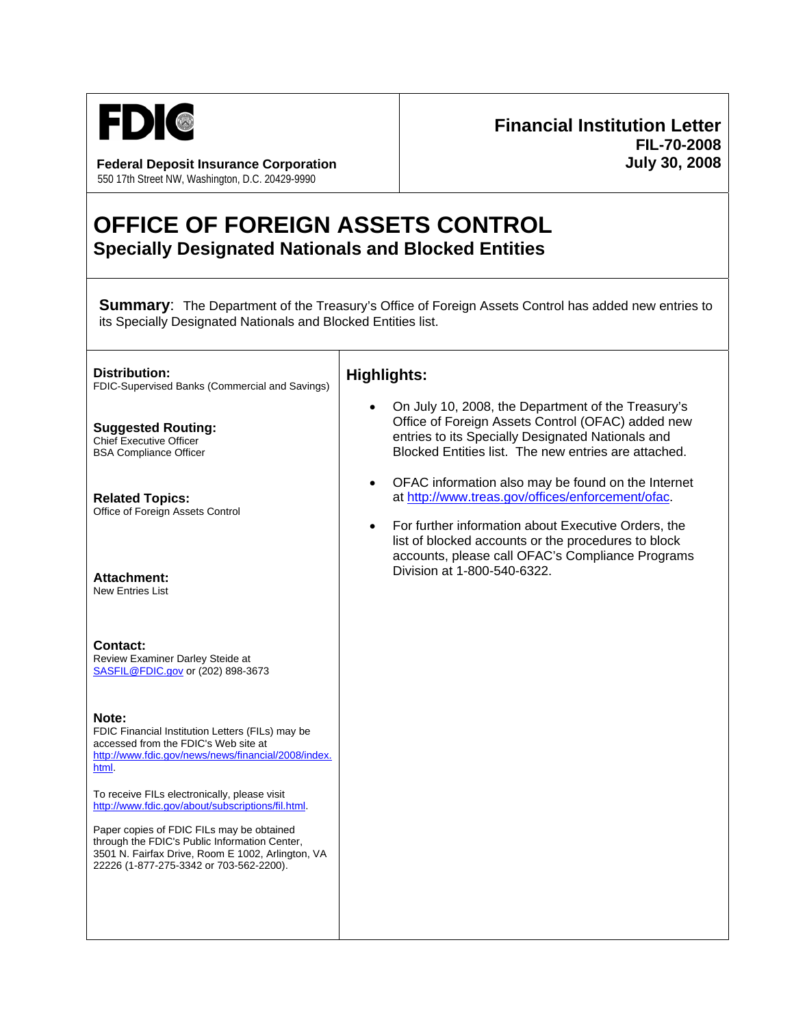FDIC

**Federal Deposit Insurance Corporation**
550 17th Street NW, Washington, D.C. 20429-9990

**Financial Institution Letter**
**FIL-70-2008**
**July 30, 2008**

# OFFICE OF FOREIGN ASSETS CONTROL

## Specially Designated Nationals and Blocked Entities

**Summary**: The Department of the Treasury's Office of Foreign Assets Control has added new entries to its Specially Designated Nationals and Blocked Entities list.

**Distribution:**
FDIC-Supervised Banks (Commercial and Savings)

**Suggested Routing:**
Chief Executive Officer
BSA Compliance Officer

**Related Topics:**
Office of Foreign Assets Control

**Attachment:**
New Entries List

**Contact:**
Review Examiner Darley Steide at SASFIL@FDIC.gov or (202) 898-3673

**Note:**
FDIC Financial Institution Letters (FILs) may be accessed from the FDIC's Web site at http://www.fdic.gov/news/news/financial/2008/index.html.

To receive FILs electronically, please visit http://www.fdic.gov/about/subscriptions/fil.html.

Paper copies of FDIC FILs may be obtained through the FDIC's Public Information Center, 3501 N. Fairfax Drive, Room E 1002, Arlington, VA 22226 (1-877-275-3342 or 703-562-2200).

### Highlights:

- On July 10, 2008, the Department of the Treasury's Office of Foreign Assets Control (OFAC) added new entries to its Specially Designated Nationals and Blocked Entities list. The new entries are attached.
- OFAC information also may be found on the Internet at http://www.treas.gov/offices/enforcement/ofac.
- For further information about Executive Orders, the list of blocked accounts or the procedures to block accounts, please call OFAC's Compliance Programs Division at 1-800-540-6322.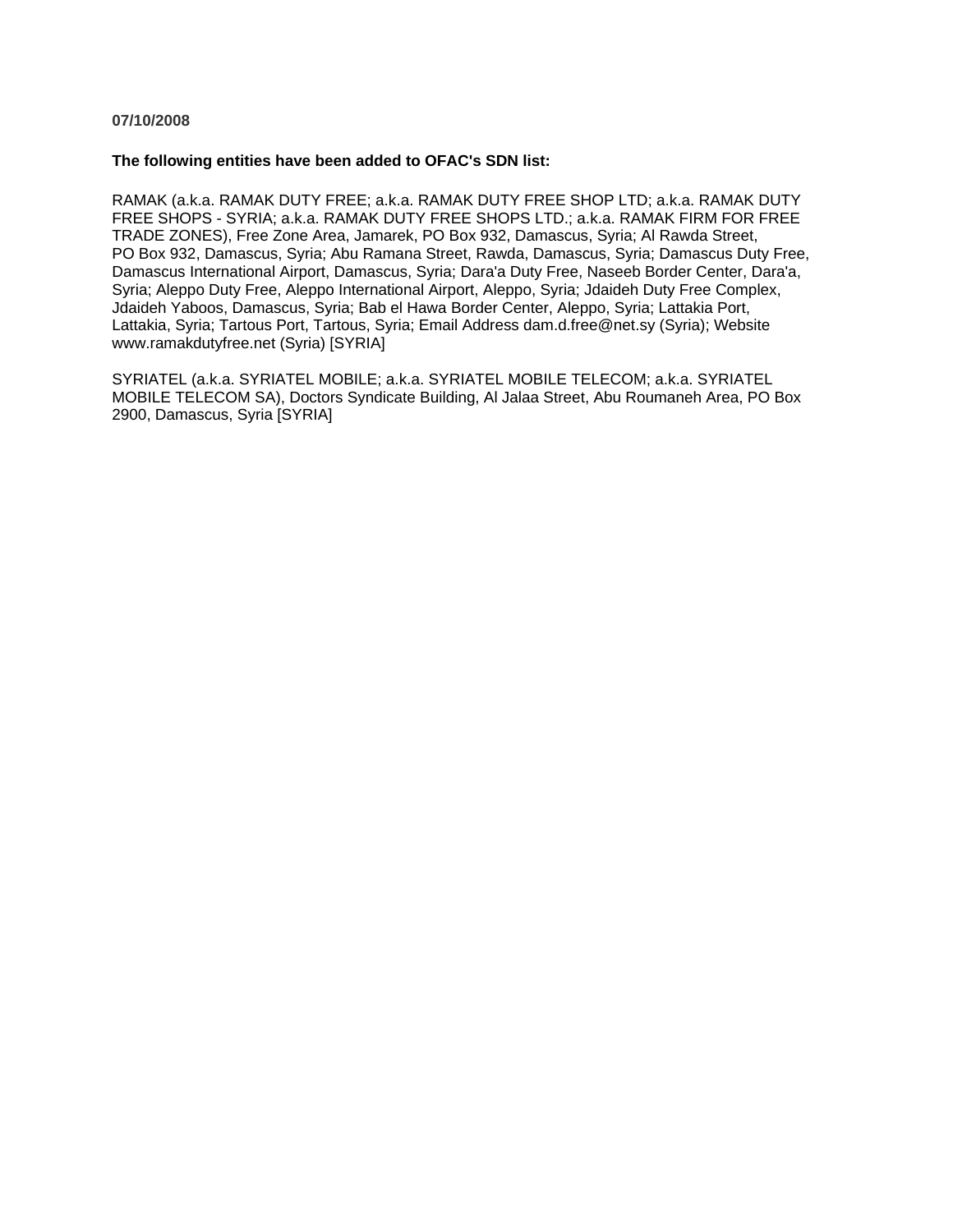**07/10/2008**

**The following entities have been added to OFAC's SDN list:**

RAMAK (a.k.a. RAMAK DUTY FREE; a.k.a. RAMAK DUTY FREE SHOP LTD; a.k.a. RAMAK DUTY FREE SHOPS - SYRIA; a.k.a. RAMAK DUTY FREE SHOPS LTD.; a.k.a. RAMAK FIRM FOR FREE TRADE ZONES), Free Zone Area, Jamarek, PO Box 932, Damascus, Syria; Al Rawda Street, PO Box 932, Damascus, Syria; Abu Ramana Street, Rawda, Damascus, Syria; Damascus Duty Free, Damascus International Airport, Damascus, Syria; Dara'a Duty Free, Naseeb Border Center, Dara'a, Syria; Aleppo Duty Free, Aleppo International Airport, Aleppo, Syria; Jdaideh Duty Free Complex, Jdaideh Yaboos, Damascus, Syria; Bab el Hawa Border Center, Aleppo, Syria; Lattakia Port, Lattakia, Syria; Tartous Port, Tartous, Syria; Email Address dam.d.free@net.sy (Syria); Website www.ramakdutyfree.net (Syria) [SYRIA]

SYRIATEL (a.k.a. SYRIATEL MOBILE; a.k.a. SYRIATEL MOBILE TELECOM; a.k.a. SYRIATEL MOBILE TELECOM SA), Doctors Syndicate Building, Al Jalaa Street, Abu Roumaneh Area, PO Box 2900, Damascus, Syria [SYRIA]